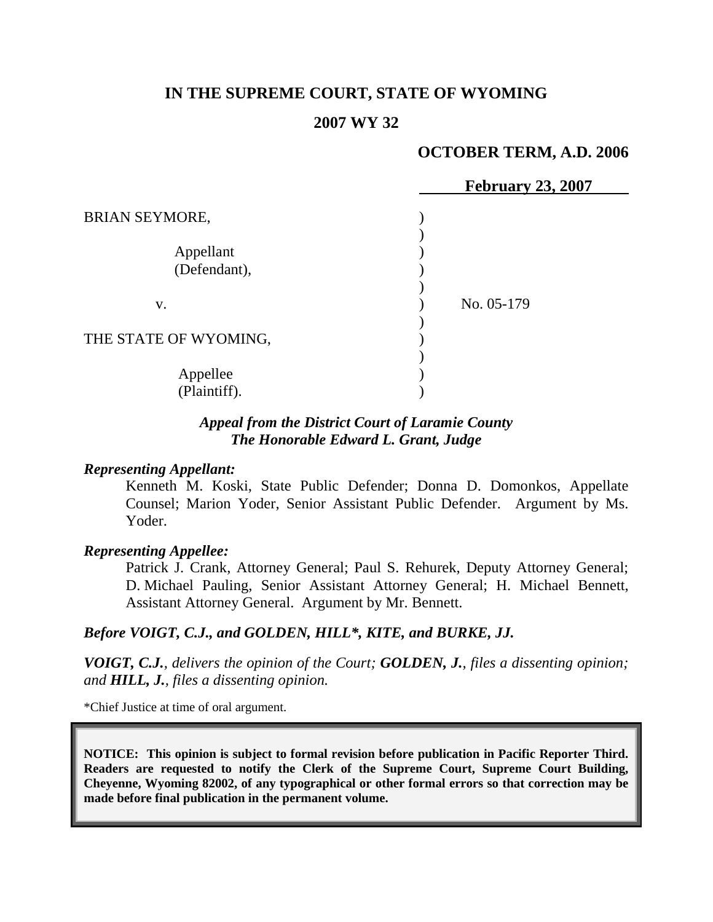**IN THE SUPREME COURT, STATE OF WYOMING**

**2007 WY 32**

**OCTOBER TERM, A.D. 2006**

**February 23, 2007**

BRIAN SEYMORE,

Appellant
(Defendant),

v.

THE STATE OF WYOMING,

Appellee
(Plaintiff).

No. 05-179

***Appeal from the District Court of Laramie County***
***The Honorable Edward L. Grant, Judge***

***Representing Appellant:***

Kenneth M. Koski, State Public Defender; Donna D. Domonkos, Appellate Counsel; Marion Yoder, Senior Assistant Public Defender. Argument by Ms. Yoder.

***Representing Appellee:***

Patrick J. Crank, Attorney General; Paul S. Rehurek, Deputy Attorney General; D. Michael Pauling, Senior Assistant Attorney General; H. Michael Bennett, Assistant Attorney General. Argument by Mr. Bennett.

***Before VOIGT, C.J., and GOLDEN, HILL\*, KITE, and BURKE, JJ.***

***VOIGT, C.J.**, delivers the opinion of the Court; **GOLDEN, J.**, files a dissenting opinion; and **HILL, J.**, files a dissenting opinion.*

*Chief Justice at time of oral argument.

**NOTICE: This opinion is subject to formal revision before publication in Pacific Reporter Third. Readers are requested to notify the Clerk of the Supreme Court, Supreme Court Building, Cheyenne, Wyoming 82002, of any typographical or other formal errors so that correction may be made before final publication in the permanent volume.**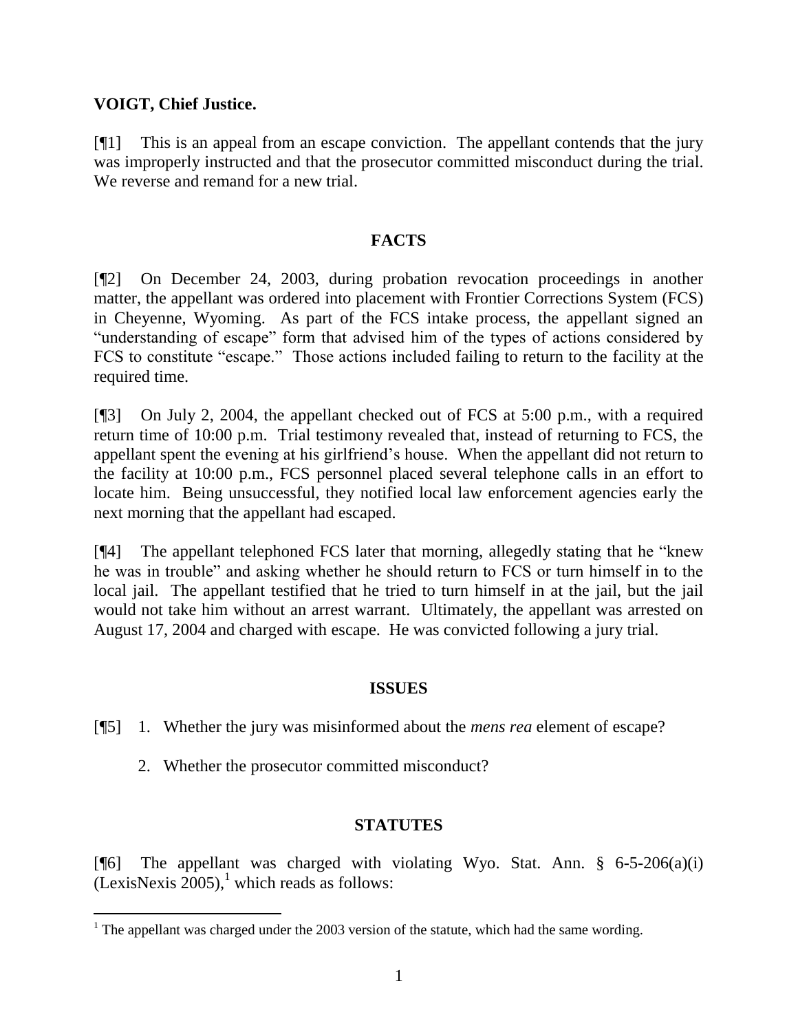**VOIGT, Chief Justice.**

[¶1] This is an appeal from an escape conviction. The appellant contends that the jury was improperly instructed and that the prosecutor committed misconduct during the trial. We reverse and remand for a new trial.

## FACTS

[¶2] On December 24, 2003, during probation revocation proceedings in another matter, the appellant was ordered into placement with Frontier Corrections System (FCS) in Cheyenne, Wyoming. As part of the FCS intake process, the appellant signed an "understanding of escape" form that advised him of the types of actions considered by FCS to constitute "escape." Those actions included failing to return to the facility at the required time.

[¶3] On July 2, 2004, the appellant checked out of FCS at 5:00 p.m., with a required return time of 10:00 p.m. Trial testimony revealed that, instead of returning to FCS, the appellant spent the evening at his girlfriend's house. When the appellant did not return to the facility at 10:00 p.m., FCS personnel placed several telephone calls in an effort to locate him. Being unsuccessful, they notified local law enforcement agencies early the next morning that the appellant had escaped.

[¶4] The appellant telephoned FCS later that morning, allegedly stating that he "knew he was in trouble" and asking whether he should return to FCS or turn himself in to the local jail. The appellant testified that he tried to turn himself in at the jail, but the jail would not take him without an arrest warrant. Ultimately, the appellant was arrested on August 17, 2004 and charged with escape. He was convicted following a jury trial.

## ISSUES

[¶5] 1. Whether the jury was misinformed about the *mens rea* element of escape?

2. Whether the prosecutor committed misconduct?

## STATUTES

[¶6] The appellant was charged with violating Wyo. Stat. Ann. § 6-5-206(a)(i) (LexisNexis 2005),[1] which reads as follows:

[1] The appellant was charged under the 2003 version of the statute, which had the same wording.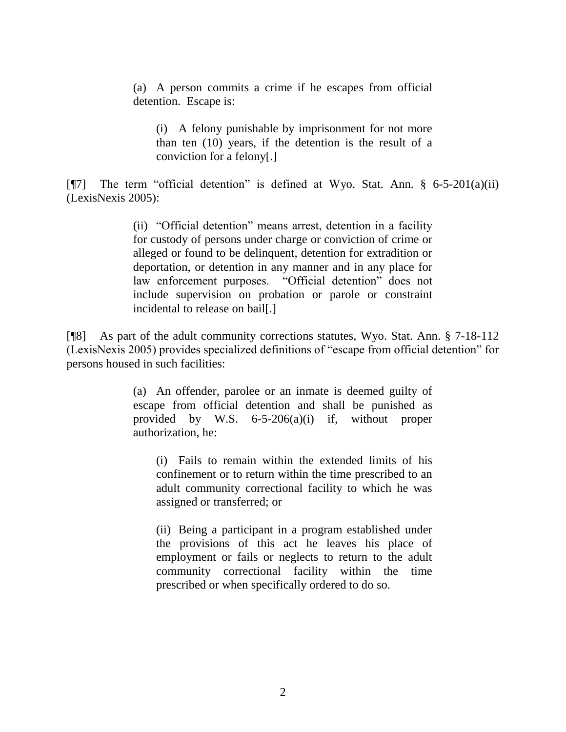> (a) A person commits a crime if he escapes from official detention. Escape is:
>
> > (i) A felony punishable by imprisonment for not more than ten (10) years, if the detention is the result of a conviction for a felony[.]

[¶7] The term "official detention" is defined at Wyo. Stat. Ann. § 6-5-201(a)(ii) (LexisNexis 2005):

> (ii) "Official detention" means arrest, detention in a facility for custody of persons under charge or conviction of crime or alleged or found to be delinquent, detention for extradition or deportation, or detention in any manner and in any place for law enforcement purposes. "Official detention" does not include supervision on probation or parole or constraint incidental to release on bail[.]

[¶8] As part of the adult community corrections statutes, Wyo. Stat. Ann. § 7-18-112 (LexisNexis 2005) provides specialized definitions of "escape from official detention" for persons housed in such facilities:

> (a) An offender, parolee or an inmate is deemed guilty of escape from official detention and shall be punished as provided by W.S. 6-5-206(a)(i) if, without proper authorization, he:
>
> > (i) Fails to remain within the extended limits of his confinement or to return within the time prescribed to an adult community correctional facility to which he was assigned or transferred; or
> >
> > (ii) Being a participant in a program established under the provisions of this act he leaves his place of employment or fails or neglects to return to the adult community correctional facility within the time prescribed or when specifically ordered to do so.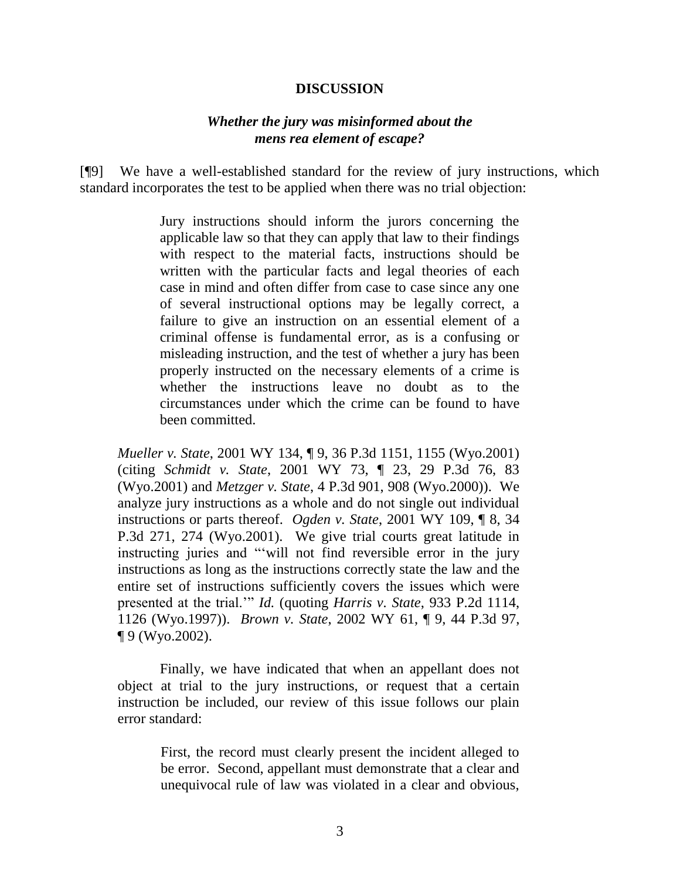## DISCUSSION

### *Whether the jury was misinformed about the mens rea element of escape?*

[¶9] We have a well-established standard for the review of jury instructions, which standard incorporates the test to be applied when there was no trial objection:

> Jury instructions should inform the jurors concerning the applicable law so that they can apply that law to their findings with respect to the material facts, instructions should be written with the particular facts and legal theories of each case in mind and often differ from case to case since any one of several instructional options may be legally correct, a failure to give an instruction on an essential element of a criminal offense is fundamental error, as is a confusing or misleading instruction, and the test of whether a jury has been properly instructed on the necessary elements of a crime is whether the instructions leave no doubt as to the circumstances under which the crime can be found to have been committed.

*Mueller v. State*, 2001 WY 134, ¶ 9, 36 P.3d 1151, 1155 (Wyo.2001) (citing *Schmidt v. State*, 2001 WY 73, ¶ 23, 29 P.3d 76, 83 (Wyo.2001) and *Metzger v. State*, 4 P.3d 901, 908 (Wyo.2000)). We analyze jury instructions as a whole and do not single out individual instructions or parts thereof. *Ogden v. State*, 2001 WY 109, ¶ 8, 34 P.3d 271, 274 (Wyo.2001). We give trial courts great latitude in instructing juries and "'will not find reversible error in the jury instructions as long as the instructions correctly state the law and the entire set of instructions sufficiently covers the issues which were presented at the trial.'" *Id.* (quoting *Harris v. State*, 933 P.2d 1114, 1126 (Wyo.1997)). *Brown v. State*, 2002 WY 61, ¶ 9, 44 P.3d 97, ¶ 9 (Wyo.2002).

Finally, we have indicated that when an appellant does not object at trial to the jury instructions, or request that a certain instruction be included, our review of this issue follows our plain error standard:

> First, the record must clearly present the incident alleged to be error. Second, appellant must demonstrate that a clear and unequivocal rule of law was violated in a clear and obvious,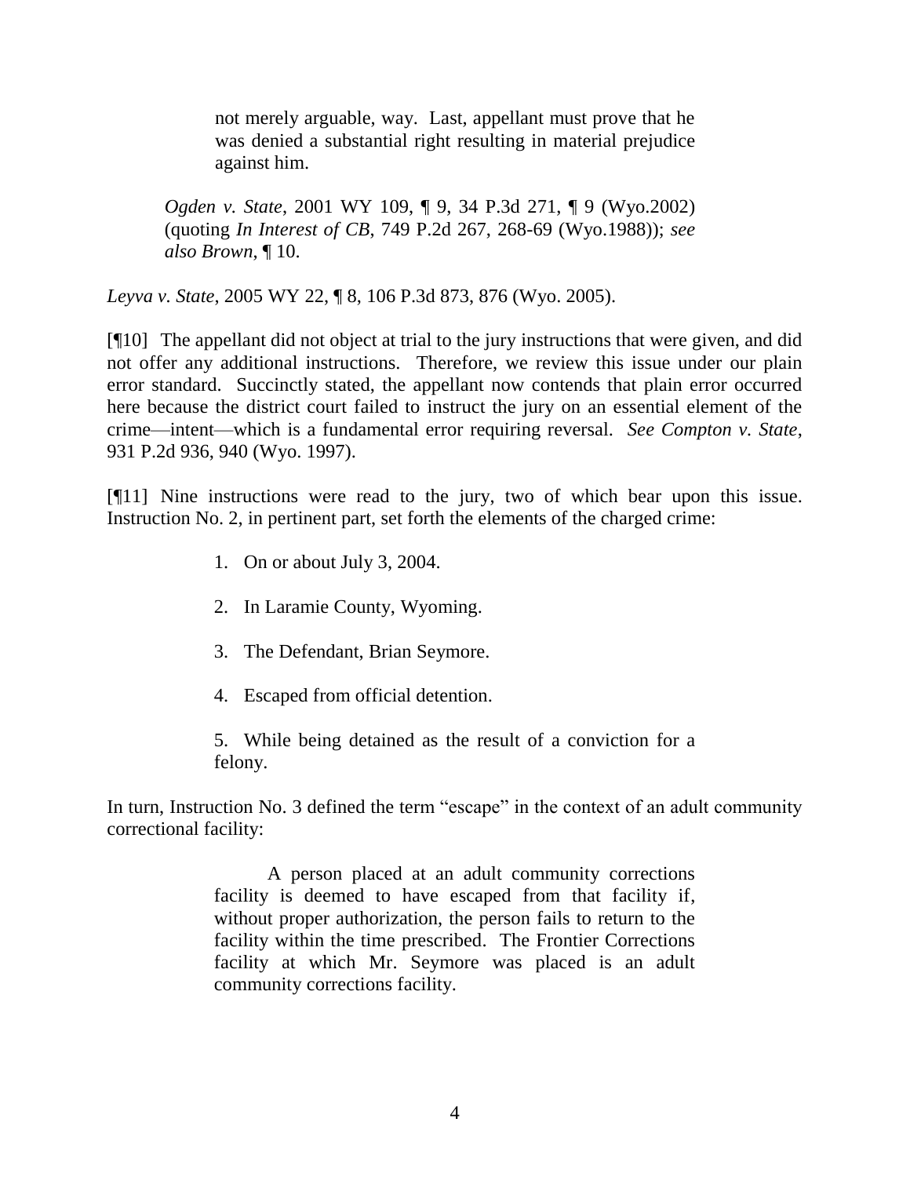> not merely arguable, way. Last, appellant must prove that he was denied a substantial right resulting in material prejudice against him.
>
> *Ogden v. State*, 2001 WY 109, ¶ 9, 34 P.3d 271, ¶ 9 (Wyo.2002) (quoting *In Interest of CB*, 749 P.2d 267, 268-69 (Wyo.1988)); *see also Brown*, ¶ 10.

*Leyva v. State*, 2005 WY 22, ¶ 8, 106 P.3d 873, 876 (Wyo. 2005).

[¶10] The appellant did not object at trial to the jury instructions that were given, and did not offer any additional instructions. Therefore, we review this issue under our plain error standard. Succinctly stated, the appellant now contends that plain error occurred here because the district court failed to instruct the jury on an essential element of the crime—intent—which is a fundamental error requiring reversal. *See Compton v. State*, 931 P.2d 936, 940 (Wyo. 1997).

[¶11] Nine instructions were read to the jury, two of which bear upon this issue. Instruction No. 2, in pertinent part, set forth the elements of the charged crime:

> 1. On or about July 3, 2004.
>
> 2. In Laramie County, Wyoming.
>
> 3. The Defendant, Brian Seymore.
>
> 4. Escaped from official detention.
>
> 5. While being detained as the result of a conviction for a felony.

In turn, Instruction No. 3 defined the term "escape" in the context of an adult community correctional facility:

> A person placed at an adult community corrections facility is deemed to have escaped from that facility if, without proper authorization, the person fails to return to the facility within the time prescribed. The Frontier Corrections facility at which Mr. Seymore was placed is an adult community corrections facility.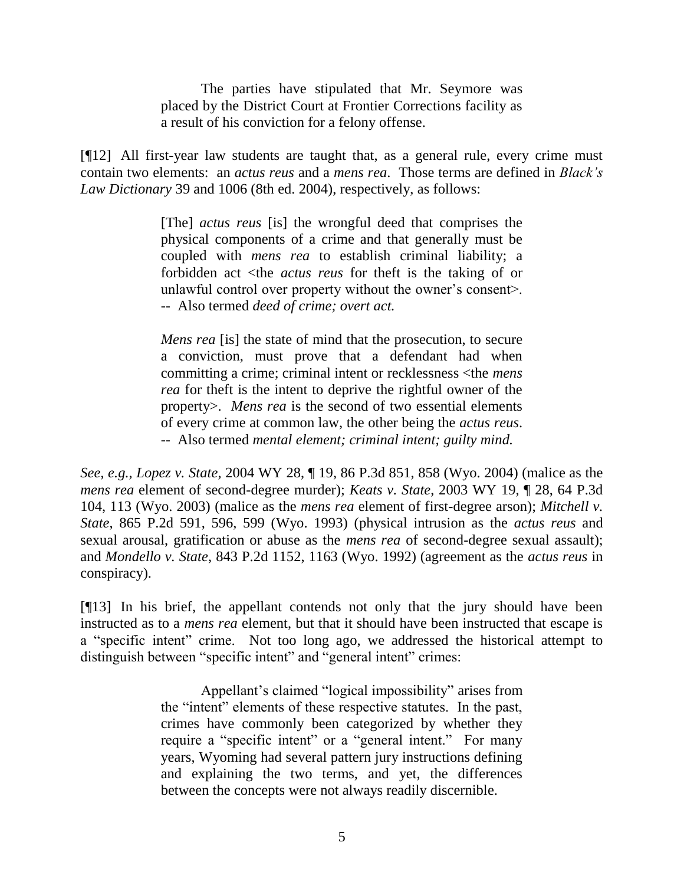> The parties have stipulated that Mr. Seymore was placed by the District Court at Frontier Corrections facility as a result of his conviction for a felony offense.

[¶12] All first-year law students are taught that, as a general rule, every crime must contain two elements: an *actus reus* and a *mens rea*. Those terms are defined in *Black's Law Dictionary* 39 and 1006 (8th ed. 2004), respectively, as follows:

> [The] *actus reus* [is] the wrongful deed that comprises the physical components of a crime and that generally must be coupled with *mens rea* to establish criminal liability; a forbidden act <the *actus reus* for theft is the taking of or unlawful control over property without the owner's consent>. -- Also termed *deed of crime; overt act.*
>
> *Mens rea* [is] the state of mind that the prosecution, to secure a conviction, must prove that a defendant had when committing a crime; criminal intent or recklessness <the *mens rea* for theft is the intent to deprive the rightful owner of the property>. *Mens rea* is the second of two essential elements of every crime at common law, the other being the *actus reus*. -- Also termed *mental element; criminal intent; guilty mind.*

*See, e.g.*, *Lopez v. State*, 2004 WY 28, ¶ 19, 86 P.3d 851, 858 (Wyo. 2004) (malice as the *mens rea* element of second-degree murder); *Keats v. State*, 2003 WY 19, ¶ 28, 64 P.3d 104, 113 (Wyo. 2003) (malice as the *mens rea* element of first-degree arson); *Mitchell v. State*, 865 P.2d 591, 596, 599 (Wyo. 1993) (physical intrusion as the *actus reus* and sexual arousal, gratification or abuse as the *mens rea* of second-degree sexual assault); and *Mondello v. State*, 843 P.2d 1152, 1163 (Wyo. 1992) (agreement as the *actus reus* in conspiracy).

[¶13] In his brief, the appellant contends not only that the jury should have been instructed as to a *mens rea* element, but that it should have been instructed that escape is a "specific intent" crime. Not too long ago, we addressed the historical attempt to distinguish between "specific intent" and "general intent" crimes:

> Appellant's claimed "logical impossibility" arises from the "intent" elements of these respective statutes. In the past, crimes have commonly been categorized by whether they require a "specific intent" or a "general intent." For many years, Wyoming had several pattern jury instructions defining and explaining the two terms, and yet, the differences between the concepts were not always readily discernible.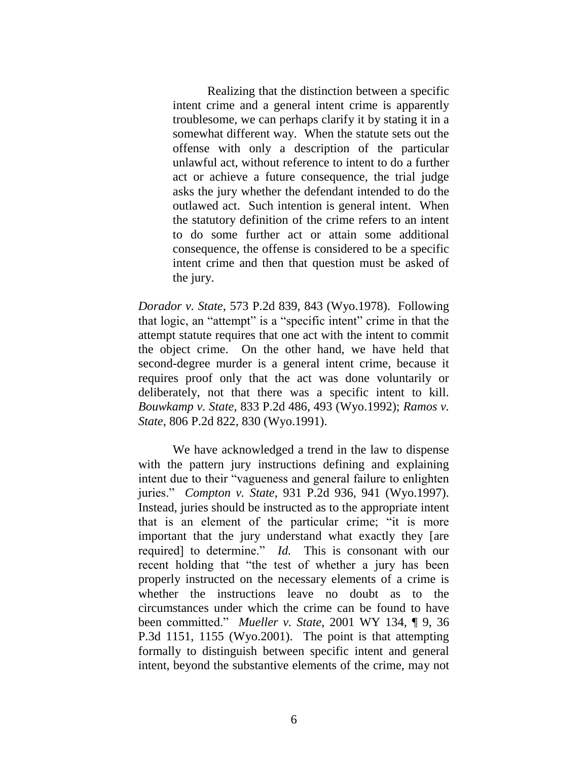> Realizing that the distinction between a specific intent crime and a general intent crime is apparently troublesome, we can perhaps clarify it by stating it in a somewhat different way. When the statute sets out the offense with only a description of the particular unlawful act, without reference to intent to do a further act or achieve a future consequence, the trial judge asks the jury whether the defendant intended to do the outlawed act. Such intention is general intent. When the statutory definition of the crime refers to an intent to do some further act or attain some additional consequence, the offense is considered to be a specific intent crime and then that question must be asked of the jury.

*Dorador v. State*, 573 P.2d 839, 843 (Wyo.1978). Following that logic, an "attempt" is a "specific intent" crime in that the attempt statute requires that one act with the intent to commit the object crime. On the other hand, we have held that second-degree murder is a general intent crime, because it requires proof only that the act was done voluntarily or deliberately, not that there was a specific intent to kill. *Bouwkamp v. State*, 833 P.2d 486, 493 (Wyo.1992); *Ramos v. State*, 806 P.2d 822, 830 (Wyo.1991).

We have acknowledged a trend in the law to dispense with the pattern jury instructions defining and explaining intent due to their "vagueness and general failure to enlighten juries." *Compton v. State*, 931 P.2d 936, 941 (Wyo.1997). Instead, juries should be instructed as to the appropriate intent that is an element of the particular crime; "it is more important that the jury understand what exactly they [are required] to determine." *Id.* This is consonant with our recent holding that "the test of whether a jury has been properly instructed on the necessary elements of a crime is whether the instructions leave no doubt as to the circumstances under which the crime can be found to have been committed." *Mueller v. State*, 2001 WY 134, ¶ 9, 36 P.3d 1151, 1155 (Wyo.2001). The point is that attempting formally to distinguish between specific intent and general intent, beyond the substantive elements of the crime, may not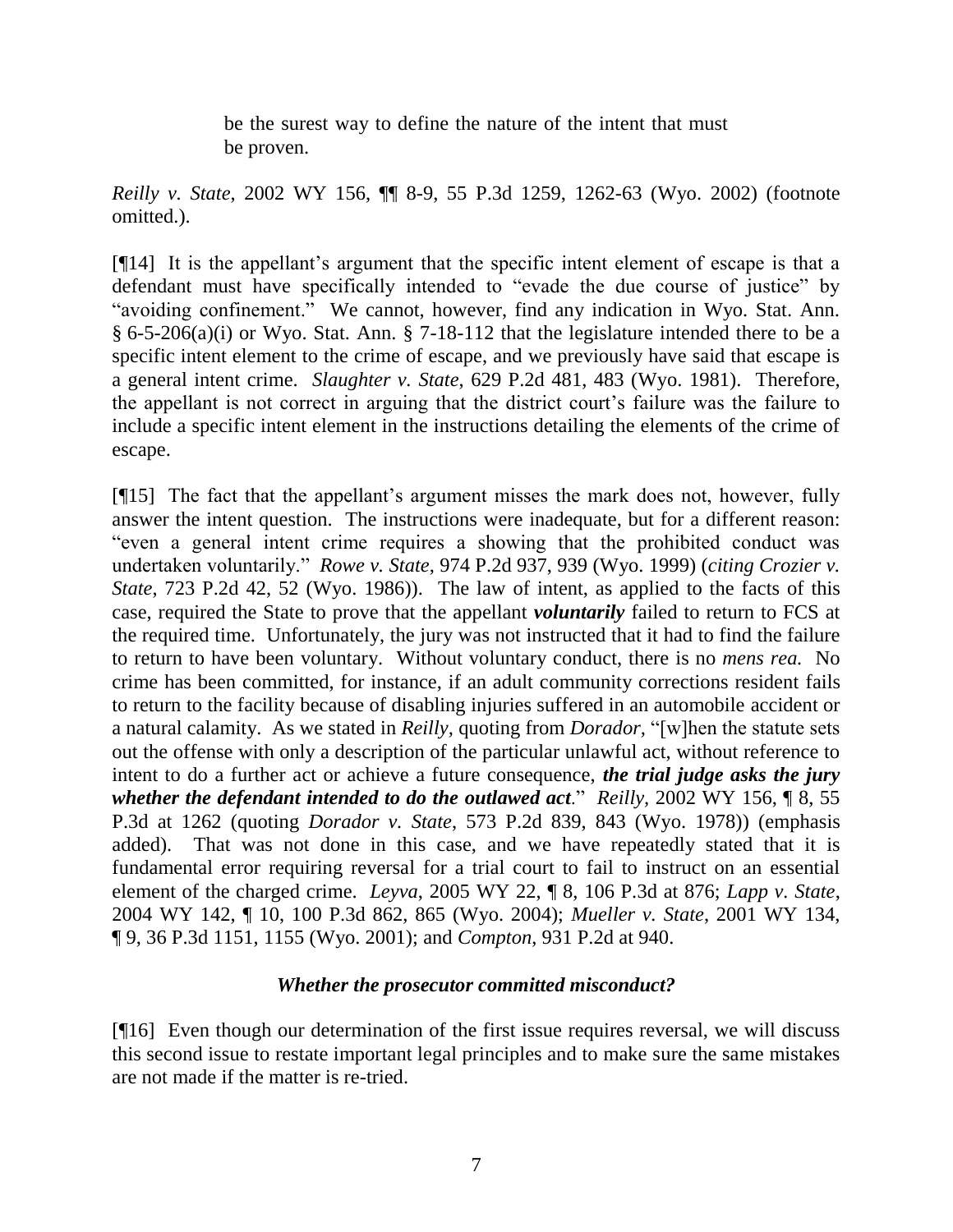> be the surest way to define the nature of the intent that must be proven.

*Reilly v. State*, 2002 WY 156, ¶¶ 8-9, 55 P.3d 1259, 1262-63 (Wyo. 2002) (footnote omitted.).

[¶14] It is the appellant's argument that the specific intent element of escape is that a defendant must have specifically intended to "evade the due course of justice" by "avoiding confinement." We cannot, however, find any indication in Wyo. Stat. Ann. § 6-5-206(a)(i) or Wyo. Stat. Ann. § 7-18-112 that the legislature intended there to be a specific intent element to the crime of escape, and we previously have said that escape is a general intent crime. *Slaughter v. State*, 629 P.2d 481, 483 (Wyo. 1981). Therefore, the appellant is not correct in arguing that the district court's failure was the failure to include a specific intent element in the instructions detailing the elements of the crime of escape.

[¶15] The fact that the appellant's argument misses the mark does not, however, fully answer the intent question. The instructions were inadequate, but for a different reason: "even a general intent crime requires a showing that the prohibited conduct was undertaken voluntarily." *Rowe v. State*, 974 P.2d 937, 939 (Wyo. 1999) (*citing Crozier v. State*, 723 P.2d 42, 52 (Wyo. 1986)). The law of intent, as applied to the facts of this case, required the State to prove that the appellant ***voluntarily*** failed to return to FCS at the required time. Unfortunately, the jury was not instructed that it had to find the failure to return to have been voluntary. Without voluntary conduct, there is no *mens rea.* No crime has been committed, for instance, if an adult community corrections resident fails to return to the facility because of disabling injuries suffered in an automobile accident or a natural calamity. As we stated in *Reilly*, quoting from *Dorador*, "[w]hen the statute sets out the offense with only a description of the particular unlawful act, without reference to intent to do a further act or achieve a future consequence, ***the trial judge asks the jury whether the defendant intended to do the outlawed act***." *Reilly*, 2002 WY 156, ¶ 8, 55 P.3d at 1262 (quoting *Dorador v. State*, 573 P.2d 839, 843 (Wyo. 1978)) (emphasis added). That was not done in this case, and we have repeatedly stated that it is fundamental error requiring reversal for a trial court to fail to instruct on an essential element of the charged crime. *Leyva*, 2005 WY 22, ¶ 8, 106 P.3d at 876; *Lapp v. State*, 2004 WY 142, ¶ 10, 100 P.3d 862, 865 (Wyo. 2004); *Mueller v. State*, 2001 WY 134, ¶ 9, 36 P.3d 1151, 1155 (Wyo. 2001); and *Compton*, 931 P.2d at 940.

### *Whether the prosecutor committed misconduct?*

[¶16] Even though our determination of the first issue requires reversal, we will discuss this second issue to restate important legal principles and to make sure the same mistakes are not made if the matter is re-tried.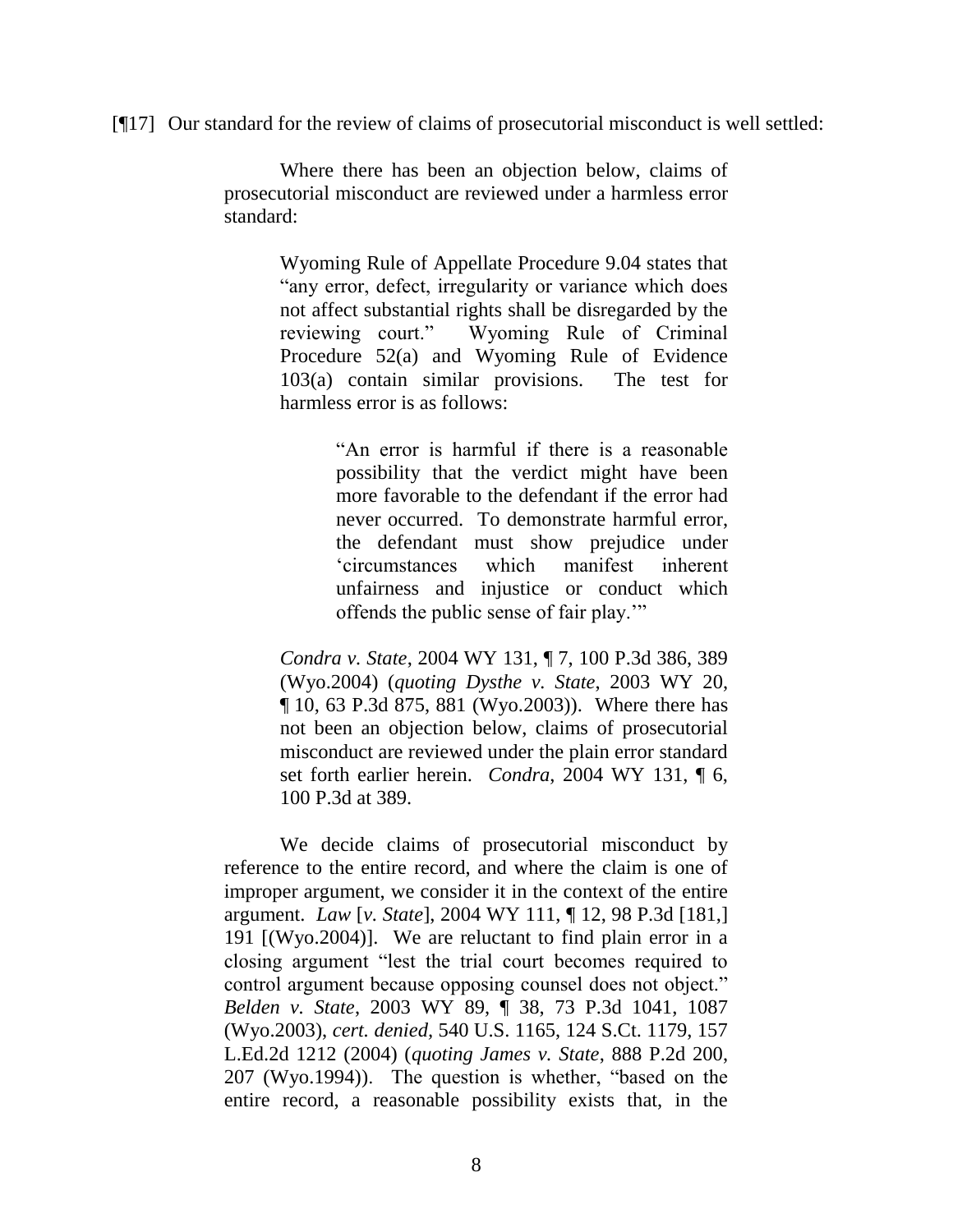[¶17] Our standard for the review of claims of prosecutorial misconduct is well settled:

> Where there has been an objection below, claims of prosecutorial misconduct are reviewed under a harmless error standard:
>
> > Wyoming Rule of Appellate Procedure 9.04 states that "any error, defect, irregularity or variance which does not affect substantial rights shall be disregarded by the reviewing court." Wyoming Rule of Criminal Procedure 52(a) and Wyoming Rule of Evidence 103(a) contain similar provisions. The test for harmless error is as follows:
> >
> > > "An error is harmful if there is a reasonable possibility that the verdict might have been more favorable to the defendant if the error had never occurred. To demonstrate harmful error, the defendant must show prejudice under 'circumstances which manifest inherent unfairness and injustice or conduct which offends the public sense of fair play.'"
> >
> > *Condra v. State*, 2004 WY 131, ¶ 7, 100 P.3d 386, 389 (Wyo.2004) (*quoting Dysthe v. State*, 2003 WY 20, ¶ 10, 63 P.3d 875, 881 (Wyo.2003)). Where there has not been an objection below, claims of prosecutorial misconduct are reviewed under the plain error standard set forth earlier herein. *Condra*, 2004 WY 131, ¶ 6, 100 P.3d at 389.
>
> We decide claims of prosecutorial misconduct by reference to the entire record, and where the claim is one of improper argument, we consider it in the context of the entire argument. *Law* [*v. State*], 2004 WY 111, ¶ 12, 98 P.3d [181,] 191 [(Wyo.2004)]. We are reluctant to find plain error in a closing argument "lest the trial court becomes required to control argument because opposing counsel does not object." *Belden v. State*, 2003 WY 89, ¶ 38, 73 P.3d 1041, 1087 (Wyo.2003), *cert. denied*, 540 U.S. 1165, 124 S.Ct. 1179, 157 L.Ed.2d 1212 (2004) (*quoting James v. State*, 888 P.2d 200, 207 (Wyo.1994)). The question is whether, "based on the entire record, a reasonable possibility exists that, in the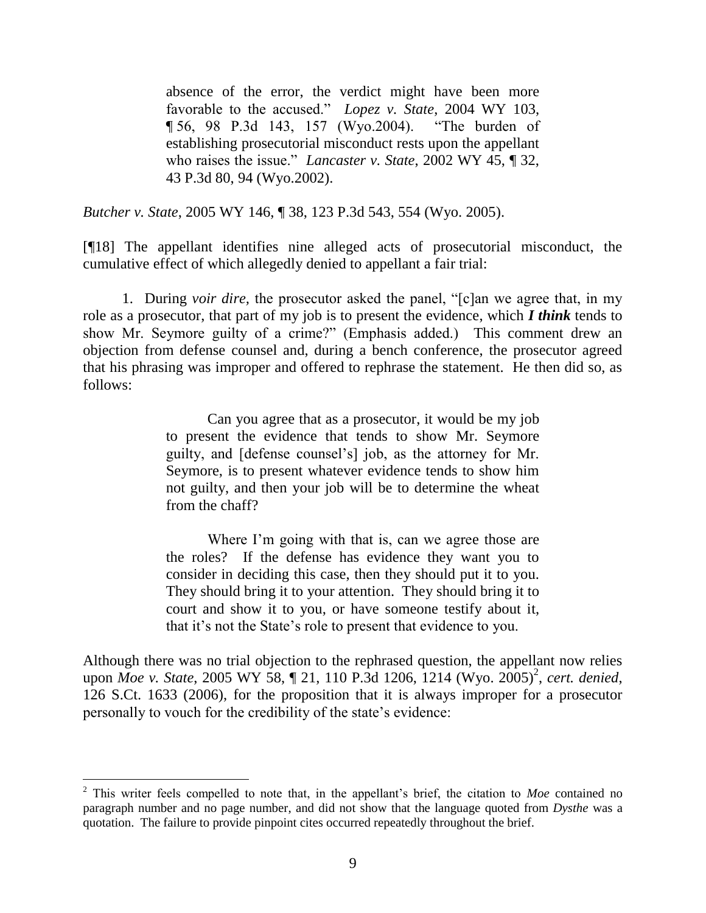> absence of the error, the verdict might have been more favorable to the accused." *Lopez v. State*, 2004 WY 103, ¶ 56, 98 P.3d 143, 157 (Wyo.2004). "The burden of establishing prosecutorial misconduct rests upon the appellant who raises the issue." *Lancaster v. State*, 2002 WY 45, ¶ 32, 43 P.3d 80, 94 (Wyo.2002).

*Butcher v. State*, 2005 WY 146, ¶ 38, 123 P.3d 543, 554 (Wyo. 2005).

[¶18] The appellant identifies nine alleged acts of prosecutorial misconduct, the cumulative effect of which allegedly denied to appellant a fair trial:

1. During *voir dire,* the prosecutor asked the panel, "[c]an we agree that, in my role as a prosecutor, that part of my job is to present the evidence, which ***I think*** tends to show Mr. Seymore guilty of a crime?" (Emphasis added.) This comment drew an objection from defense counsel and, during a bench conference, the prosecutor agreed that his phrasing was improper and offered to rephrase the statement. He then did so, as follows:

> Can you agree that as a prosecutor, it would be my job to present the evidence that tends to show Mr. Seymore guilty, and [defense counsel's] job, as the attorney for Mr. Seymore, is to present whatever evidence tends to show him not guilty, and then your job will be to determine the wheat from the chaff?
>
> Where I'm going with that is, can we agree those are the roles? If the defense has evidence they want you to consider in deciding this case, then they should put it to you. They should bring it to your attention. They should bring it to court and show it to you, or have someone testify about it, that it's not the State's role to present that evidence to you.

Although there was no trial objection to the rephrased question, the appellant now relies upon *Moe v. State*, 2005 WY 58, ¶ 21, 110 P.3d 1206, 1214 (Wyo. 2005)[2], *cert. denied*, 126 S.Ct. 1633 (2006), for the proposition that it is always improper for a prosecutor personally to vouch for the credibility of the state's evidence:

---

[2] This writer feels compelled to note that, in the appellant's brief, the citation to *Moe* contained no paragraph number and no page number, and did not show that the language quoted from *Dysthe* was a quotation. The failure to provide pinpoint cites occurred repeatedly throughout the brief.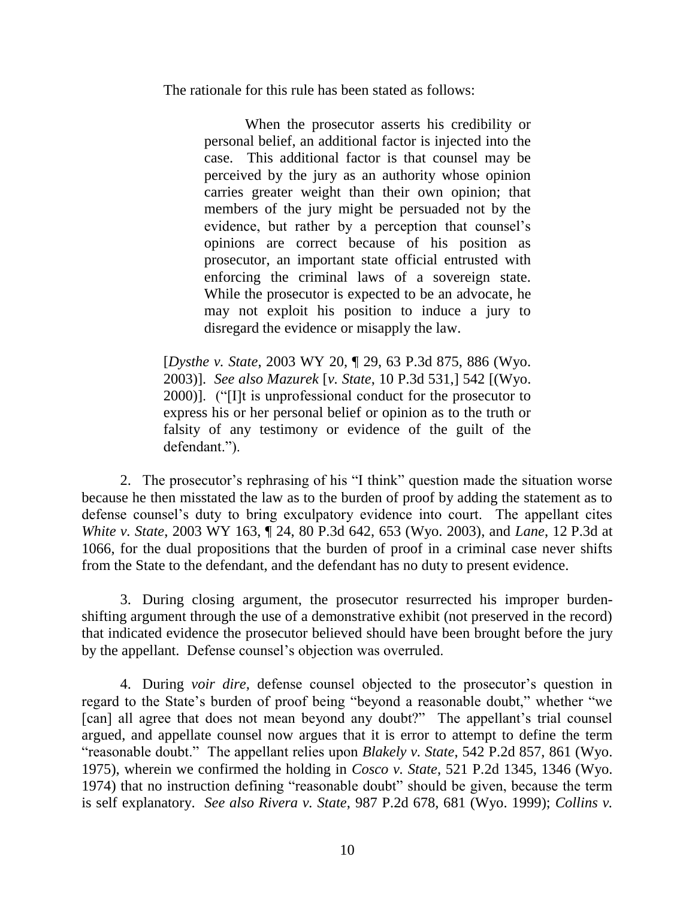The rationale for this rule has been stated as follows:

> When the prosecutor asserts his credibility or personal belief, an additional factor is injected into the case. This additional factor is that counsel may be perceived by the jury as an authority whose opinion carries greater weight than their own opinion; that members of the jury might be persuaded not by the evidence, but rather by a perception that counsel's opinions are correct because of his position as prosecutor, an important state official entrusted with enforcing the criminal laws of a sovereign state. While the prosecutor is expected to be an advocate, he may not exploit his position to induce a jury to disregard the evidence or misapply the law.
>
> [*Dysthe v. State*, 2003 WY 20, ¶ 29, 63 P.3d 875, 886 (Wyo. 2003)]. *See also Mazurek* [*v. State*, 10 P.3d 531,] 542 [(Wyo. 2000)]. ("[I]t is unprofessional conduct for the prosecutor to express his or her personal belief or opinion as to the truth or falsity of any testimony or evidence of the guilt of the defendant.").

2. The prosecutor's rephrasing of his "I think" question made the situation worse because he then misstated the law as to the burden of proof by adding the statement as to defense counsel's duty to bring exculpatory evidence into court. The appellant cites *White v. State*, 2003 WY 163, ¶ 24, 80 P.3d 642, 653 (Wyo. 2003), and *Lane*, 12 P.3d at 1066, for the dual propositions that the burden of proof in a criminal case never shifts from the State to the defendant, and the defendant has no duty to present evidence.

3. During closing argument, the prosecutor resurrected his improper burden-shifting argument through the use of a demonstrative exhibit (not preserved in the record) that indicated evidence the prosecutor believed should have been brought before the jury by the appellant. Defense counsel's objection was overruled.

4. During *voir dire*, defense counsel objected to the prosecutor's question in regard to the State's burden of proof being "beyond a reasonable doubt," whether "we [can] all agree that does not mean beyond any doubt?" The appellant's trial counsel argued, and appellate counsel now argues that it is error to attempt to define the term "reasonable doubt." The appellant relies upon *Blakely v. State*, 542 P.2d 857, 861 (Wyo. 1975), wherein we confirmed the holding in *Cosco v. State*, 521 P.2d 1345, 1346 (Wyo. 1974) that no instruction defining "reasonable doubt" should be given, because the term is self explanatory. *See also Rivera v. State*, 987 P.2d 678, 681 (Wyo. 1999); *Collins v.*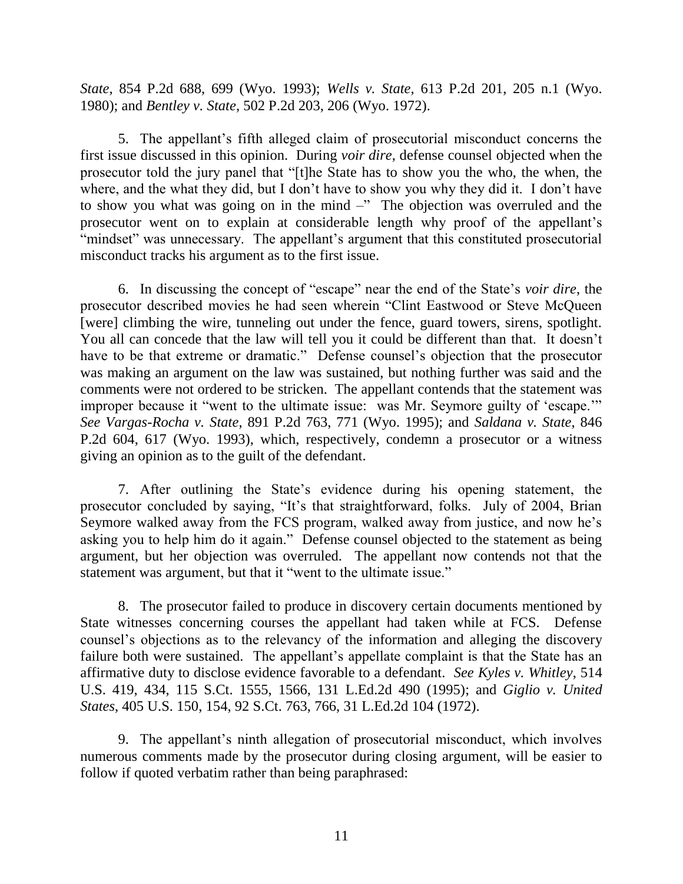*State*, 854 P.2d 688, 699 (Wyo. 1993); *Wells v. State*, 613 P.2d 201, 205 n.1 (Wyo. 1980); and *Bentley v. State*, 502 P.2d 203, 206 (Wyo. 1972).

5. The appellant's fifth alleged claim of prosecutorial misconduct concerns the first issue discussed in this opinion. During *voir dire*, defense counsel objected when the prosecutor told the jury panel that "[t]he State has to show you the who, the when, the where, and the what they did, but I don't have to show you why they did it. I don't have to show you what was going on in the mind –" The objection was overruled and the prosecutor went on to explain at considerable length why proof of the appellant's "mindset" was unnecessary. The appellant's argument that this constituted prosecutorial misconduct tracks his argument as to the first issue.

6. In discussing the concept of "escape" near the end of the State's *voir dire*, the prosecutor described movies he had seen wherein "Clint Eastwood or Steve McQueen [were] climbing the wire, tunneling out under the fence, guard towers, sirens, spotlight. You all can concede that the law will tell you it could be different than that. It doesn't have to be that extreme or dramatic." Defense counsel's objection that the prosecutor was making an argument on the law was sustained, but nothing further was said and the comments were not ordered to be stricken. The appellant contends that the statement was improper because it "went to the ultimate issue: was Mr. Seymore guilty of 'escape.'" *See Vargas-Rocha v. State*, 891 P.2d 763, 771 (Wyo. 1995); and *Saldana v. State*, 846 P.2d 604, 617 (Wyo. 1993), which, respectively, condemn a prosecutor or a witness giving an opinion as to the guilt of the defendant.

7. After outlining the State's evidence during his opening statement, the prosecutor concluded by saying, "It's that straightforward, folks. July of 2004, Brian Seymore walked away from the FCS program, walked away from justice, and now he's asking you to help him do it again." Defense counsel objected to the statement as being argument, but her objection was overruled. The appellant now contends not that the statement was argument, but that it "went to the ultimate issue."

8. The prosecutor failed to produce in discovery certain documents mentioned by State witnesses concerning courses the appellant had taken while at FCS. Defense counsel's objections as to the relevancy of the information and alleging the discovery failure both were sustained. The appellant's appellate complaint is that the State has an affirmative duty to disclose evidence favorable to a defendant. *See Kyles v. Whitley*, 514 U.S. 419, 434, 115 S.Ct. 1555, 1566, 131 L.Ed.2d 490 (1995); and *Giglio v. United States*, 405 U.S. 150, 154, 92 S.Ct. 763, 766, 31 L.Ed.2d 104 (1972).

9. The appellant's ninth allegation of prosecutorial misconduct, which involves numerous comments made by the prosecutor during closing argument, will be easier to follow if quoted verbatim rather than being paraphrased: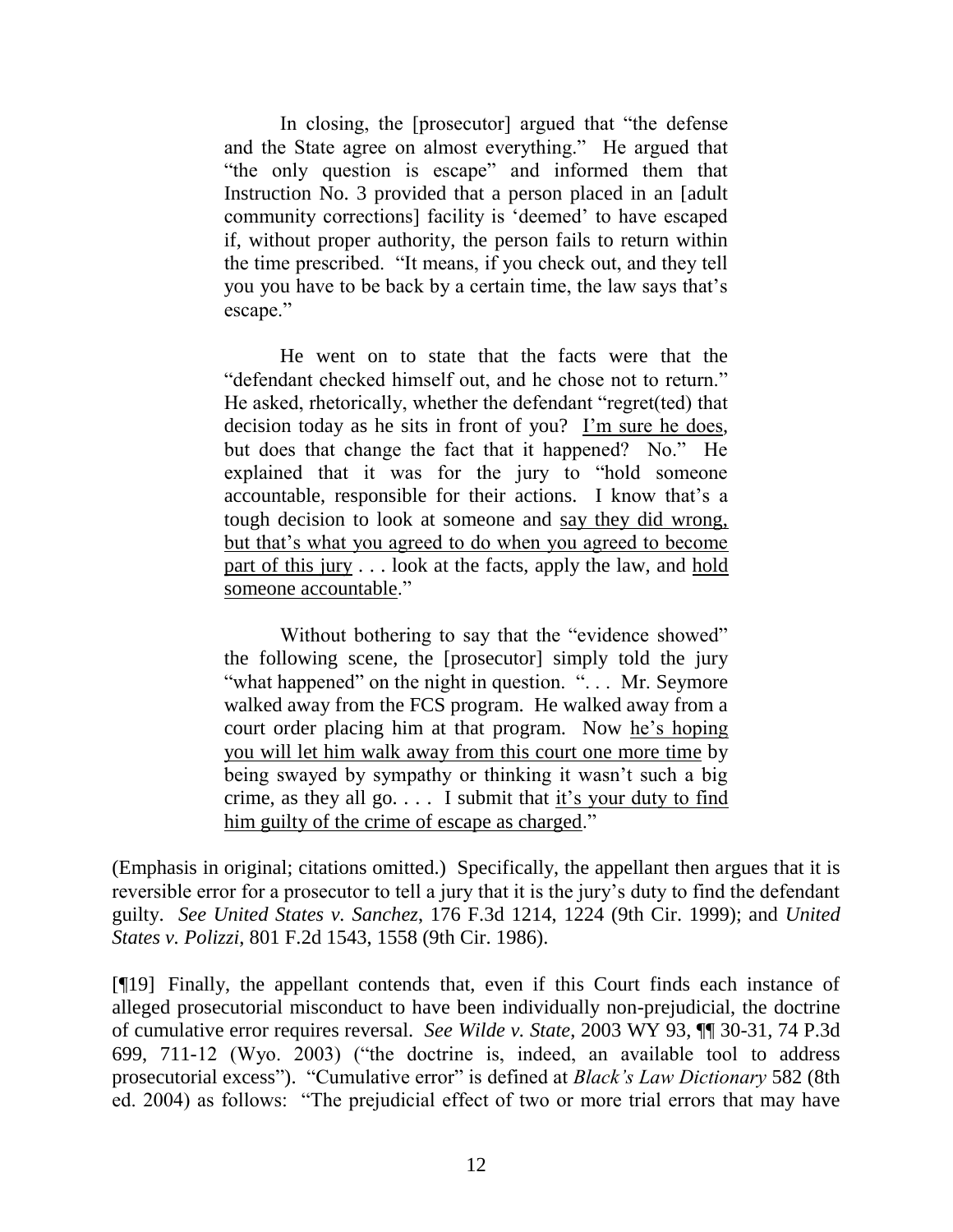> In closing, the [prosecutor] argued that "the defense and the State agree on almost everything." He argued that "the only question is escape" and informed them that Instruction No. 3 provided that a person placed in an [adult community corrections] facility is 'deemed' to have escaped if, without proper authority, the person fails to return within the time prescribed. "It means, if you check out, and they tell you you have to be back by a certain time, the law says that's escape."
>
> He went on to state that the facts were that the "defendant checked himself out, and he chose not to return." He asked, rhetorically, whether the defendant "regret(ted) that decision today as he sits in front of you? <u>I'm sure he does</u>, but does that change the fact that it happened? No." He explained that it was for the jury to "hold someone accountable, responsible for their actions. I know that's a tough decision to look at someone and <u>say they did wrong, but that's what you agreed to do when you agreed to become part of this jury</u> . . . look at the facts, apply the law, and <u>hold someone accountable</u>."
>
> Without bothering to say that the "evidence showed" the following scene, the [prosecutor] simply told the jury "what happened" on the night in question. ". . . Mr. Seymore walked away from the FCS program. He walked away from a court order placing him at that program. Now <u>he's hoping you will let him walk away from this court one more time</u> by being swayed by sympathy or thinking it wasn't such a big crime, as they all go. . . . I submit that <u>it's your duty to find him guilty of the crime of escape as charged</u>."

(Emphasis in original; citations omitted.) Specifically, the appellant then argues that it is reversible error for a prosecutor to tell a jury that it is the jury's duty to find the defendant guilty. *See United States v. Sanchez*, 176 F.3d 1214, 1224 (9th Cir. 1999); and *United States v. Polizzi*, 801 F.2d 1543, 1558 (9th Cir. 1986).

[¶19] Finally, the appellant contends that, even if this Court finds each instance of alleged prosecutorial misconduct to have been individually non-prejudicial, the doctrine of cumulative error requires reversal. *See Wilde v. State*, 2003 WY 93, ¶¶ 30-31, 74 P.3d 699, 711-12 (Wyo. 2003) ("the doctrine is, indeed, an available tool to address prosecutorial excess"). "Cumulative error" is defined at *Black's Law Dictionary* 582 (8th ed. 2004) as follows: "The prejudicial effect of two or more trial errors that may have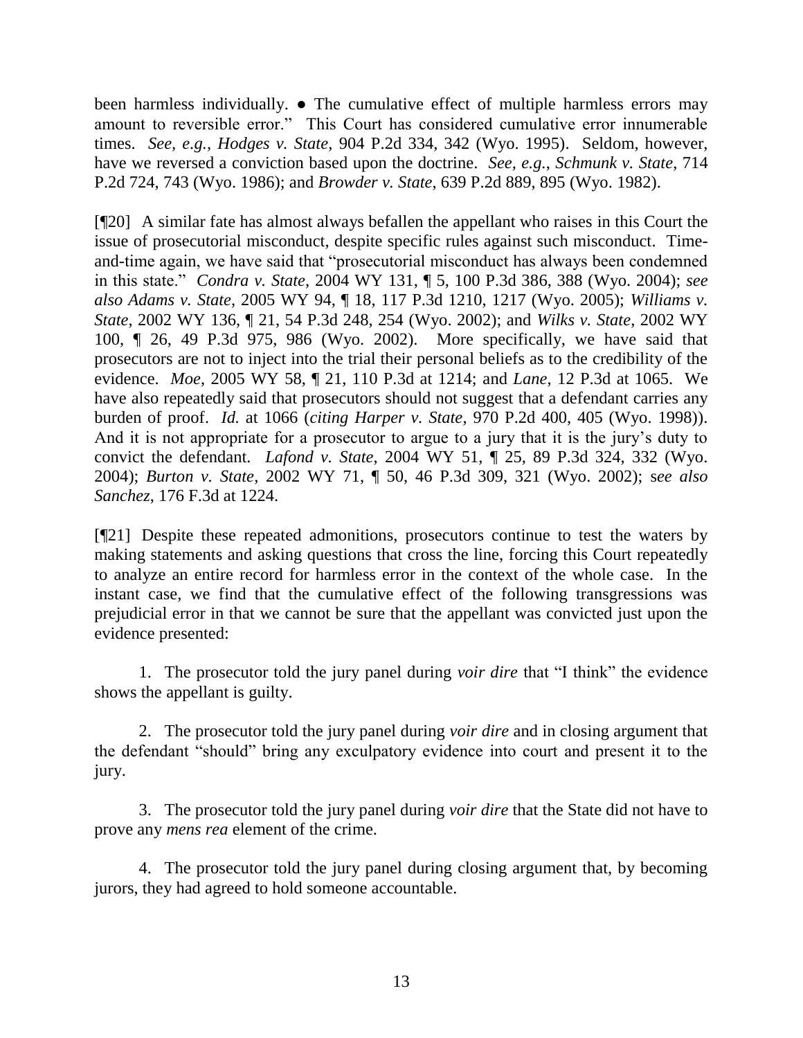been harmless individually. ● The cumulative effect of multiple harmless errors may amount to reversible error." This Court has considered cumulative error innumerable times. *See, e.g.*, *Hodges v. State*, 904 P.2d 334, 342 (Wyo. 1995). Seldom, however, have we reversed a conviction based upon the doctrine. *See, e.g.*, *Schmunk v. State*, 714 P.2d 724, 743 (Wyo. 1986); and *Browder v. State*, 639 P.2d 889, 895 (Wyo. 1982).

[¶20] A similar fate has almost always befallen the appellant who raises in this Court the issue of prosecutorial misconduct, despite specific rules against such misconduct. Time-and-time again, we have said that "prosecutorial misconduct has always been condemned in this state." *Condra v. State*, 2004 WY 131, ¶ 5, 100 P.3d 386, 388 (Wyo. 2004); *see also Adams v. State*, 2005 WY 94, ¶ 18, 117 P.3d 1210, 1217 (Wyo. 2005); *Williams v. State*, 2002 WY 136, ¶ 21, 54 P.3d 248, 254 (Wyo. 2002); and *Wilks v. State*, 2002 WY 100, ¶ 26, 49 P.3d 975, 986 (Wyo. 2002). More specifically, we have said that prosecutors are not to inject into the trial their personal beliefs as to the credibility of the evidence. *Moe*, 2005 WY 58, ¶ 21, 110 P.3d at 1214; and *Lane*, 12 P.3d at 1065. We have also repeatedly said that prosecutors should not suggest that a defendant carries any burden of proof. *Id.* at 1066 (*citing Harper v. State*, 970 P.2d 400, 405 (Wyo. 1998)). And it is not appropriate for a prosecutor to argue to a jury that it is the jury's duty to convict the defendant. *Lafond v. State*, 2004 WY 51, ¶ 25, 89 P.3d 324, 332 (Wyo. 2004); *Burton v. State*, 2002 WY 71, ¶ 50, 46 P.3d 309, 321 (Wyo. 2002); s*ee also Sanchez*, 176 F.3d at 1224.

[¶21] Despite these repeated admonitions, prosecutors continue to test the waters by making statements and asking questions that cross the line, forcing this Court repeatedly to analyze an entire record for harmless error in the context of the whole case. In the instant case, we find that the cumulative effect of the following transgressions was prejudicial error in that we cannot be sure that the appellant was convicted just upon the evidence presented:

1. The prosecutor told the jury panel during *voir dire* that "I think" the evidence shows the appellant is guilty.

2. The prosecutor told the jury panel during *voir dire* and in closing argument that the defendant "should" bring any exculpatory evidence into court and present it to the jury.

3. The prosecutor told the jury panel during *voir dire* that the State did not have to prove any *mens rea* element of the crime.

4. The prosecutor told the jury panel during closing argument that, by becoming jurors, they had agreed to hold someone accountable.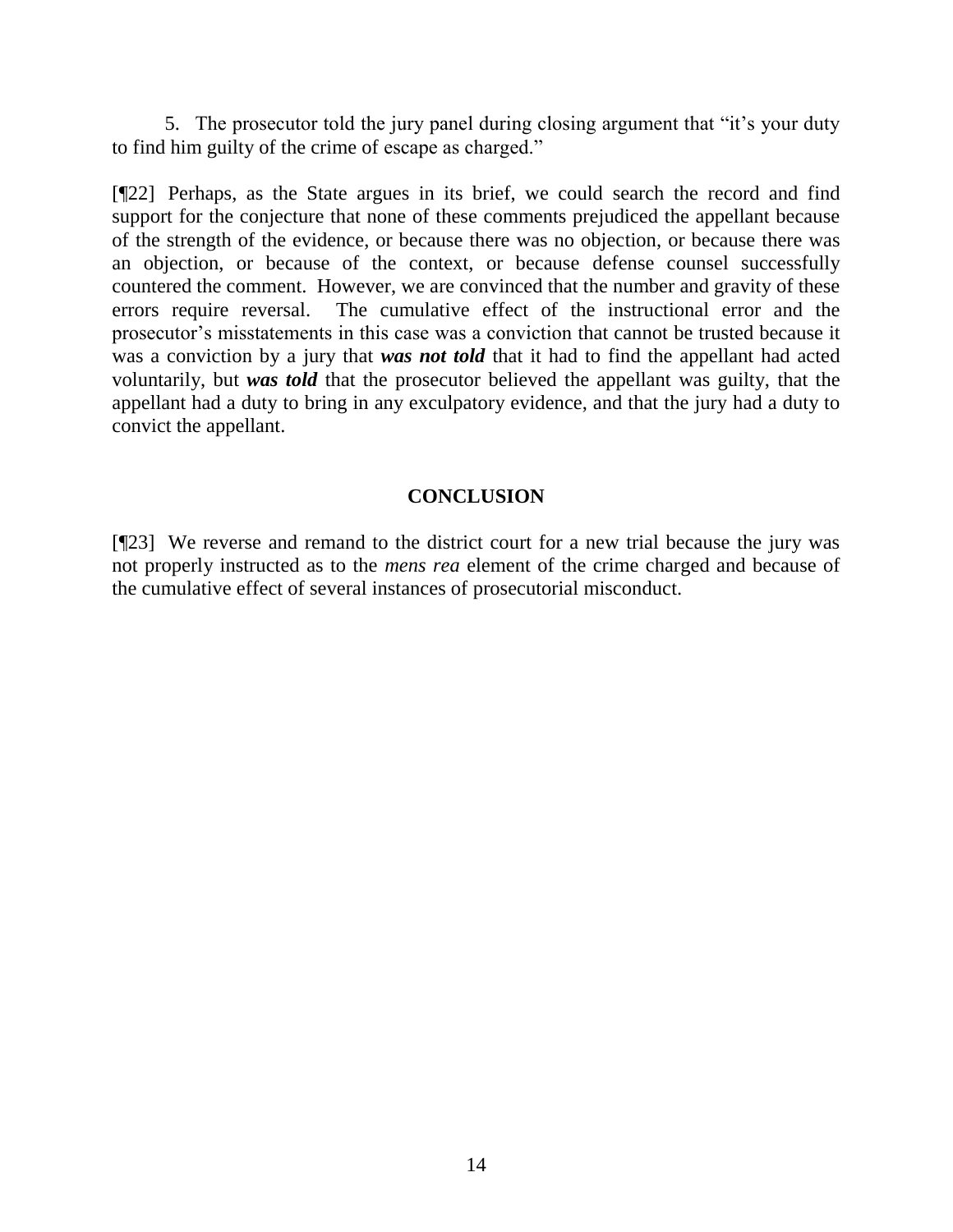5. The prosecutor told the jury panel during closing argument that "it's your duty to find him guilty of the crime of escape as charged."

[¶22] Perhaps, as the State argues in its brief, we could search the record and find support for the conjecture that none of these comments prejudiced the appellant because of the strength of the evidence, or because there was no objection, or because there was an objection, or because of the context, or because defense counsel successfully countered the comment. However, we are convinced that the number and gravity of these errors require reversal. The cumulative effect of the instructional error and the prosecutor's misstatements in this case was a conviction that cannot be trusted because it was a conviction by a jury that ***was not told*** that it had to find the appellant had acted voluntarily, but ***was told*** that the prosecutor believed the appellant was guilty, that the appellant had a duty to bring in any exculpatory evidence, and that the jury had a duty to convict the appellant.

## CONCLUSION

[¶23] We reverse and remand to the district court for a new trial because the jury was not properly instructed as to the *mens rea* element of the crime charged and because of the cumulative effect of several instances of prosecutorial misconduct.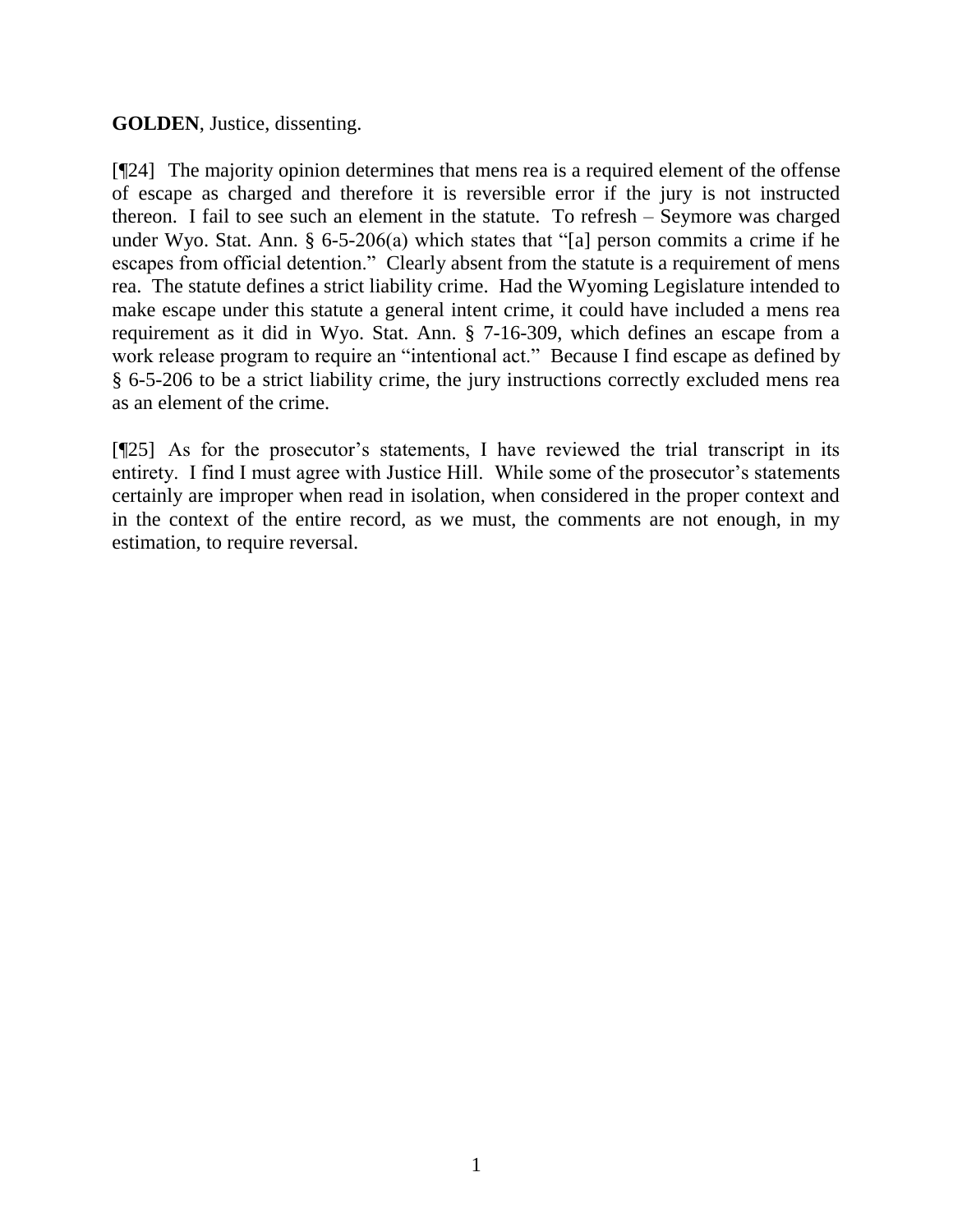**GOLDEN**, Justice, dissenting.

[¶24] The majority opinion determines that mens rea is a required element of the offense of escape as charged and therefore it is reversible error if the jury is not instructed thereon. I fail to see such an element in the statute. To refresh – Seymore was charged under Wyo. Stat. Ann. § 6-5-206(a) which states that "[a] person commits a crime if he escapes from official detention." Clearly absent from the statute is a requirement of mens rea. The statute defines a strict liability crime. Had the Wyoming Legislature intended to make escape under this statute a general intent crime, it could have included a mens rea requirement as it did in Wyo. Stat. Ann. § 7-16-309, which defines an escape from a work release program to require an "intentional act." Because I find escape as defined by § 6-5-206 to be a strict liability crime, the jury instructions correctly excluded mens rea as an element of the crime.

[¶25] As for the prosecutor's statements, I have reviewed the trial transcript in its entirety. I find I must agree with Justice Hill. While some of the prosecutor's statements certainly are improper when read in isolation, when considered in the proper context and in the context of the entire record, as we must, the comments are not enough, in my estimation, to require reversal.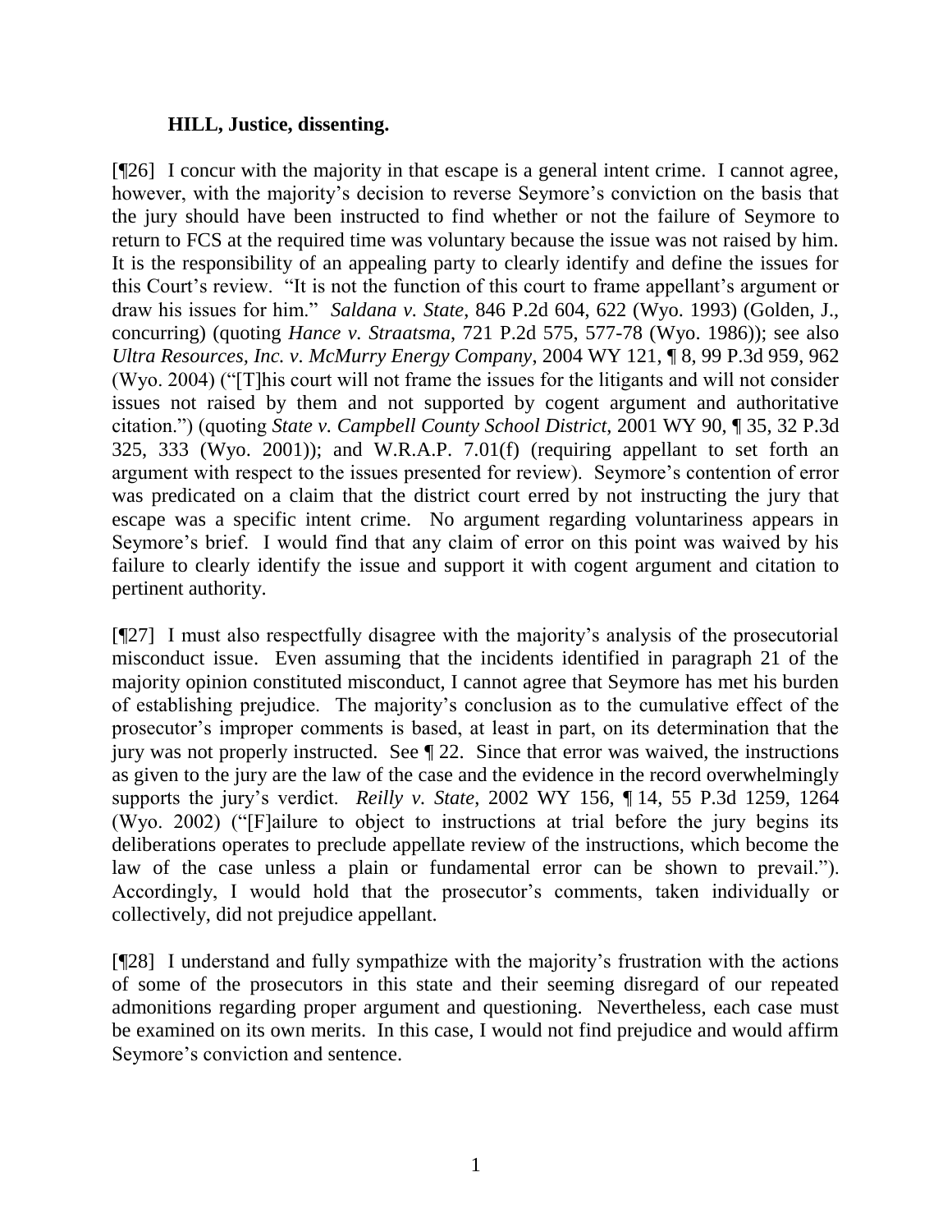**HILL, Justice, dissenting.**

[¶26] I concur with the majority in that escape is a general intent crime. I cannot agree, however, with the majority's decision to reverse Seymore's conviction on the basis that the jury should have been instructed to find whether or not the failure of Seymore to return to FCS at the required time was voluntary because the issue was not raised by him. It is the responsibility of an appealing party to clearly identify and define the issues for this Court's review. "It is not the function of this court to frame appellant's argument or draw his issues for him." *Saldana v. State*, 846 P.2d 604, 622 (Wyo. 1993) (Golden, J., concurring) (quoting *Hance v. Straatsma*, 721 P.2d 575, 577-78 (Wyo. 1986)); see also *Ultra Resources, Inc. v. McMurry Energy Company*, 2004 WY 121, ¶ 8, 99 P.3d 959, 962 (Wyo. 2004) ("[T]his court will not frame the issues for the litigants and will not consider issues not raised by them and not supported by cogent argument and authoritative citation.") (quoting *State v. Campbell County School District,* 2001 WY 90, ¶ 35, 32 P.3d 325, 333 (Wyo. 2001)); and W.R.A.P. 7.01(f) (requiring appellant to set forth an argument with respect to the issues presented for review). Seymore's contention of error was predicated on a claim that the district court erred by not instructing the jury that escape was a specific intent crime. No argument regarding voluntariness appears in Seymore's brief. I would find that any claim of error on this point was waived by his failure to clearly identify the issue and support it with cogent argument and citation to pertinent authority.

[¶27] I must also respectfully disagree with the majority's analysis of the prosecutorial misconduct issue. Even assuming that the incidents identified in paragraph 21 of the majority opinion constituted misconduct, I cannot agree that Seymore has met his burden of establishing prejudice. The majority's conclusion as to the cumulative effect of the prosecutor's improper comments is based, at least in part, on its determination that the jury was not properly instructed. See ¶ 22. Since that error was waived, the instructions as given to the jury are the law of the case and the evidence in the record overwhelmingly supports the jury's verdict. *Reilly v. State*, 2002 WY 156, ¶ 14, 55 P.3d 1259, 1264 (Wyo. 2002) ("[F]ailure to object to instructions at trial before the jury begins its deliberations operates to preclude appellate review of the instructions, which become the law of the case unless a plain or fundamental error can be shown to prevail."). Accordingly, I would hold that the prosecutor's comments, taken individually or collectively, did not prejudice appellant.

[¶28] I understand and fully sympathize with the majority's frustration with the actions of some of the prosecutors in this state and their seeming disregard of our repeated admonitions regarding proper argument and questioning. Nevertheless, each case must be examined on its own merits. In this case, I would not find prejudice and would affirm Seymore's conviction and sentence.